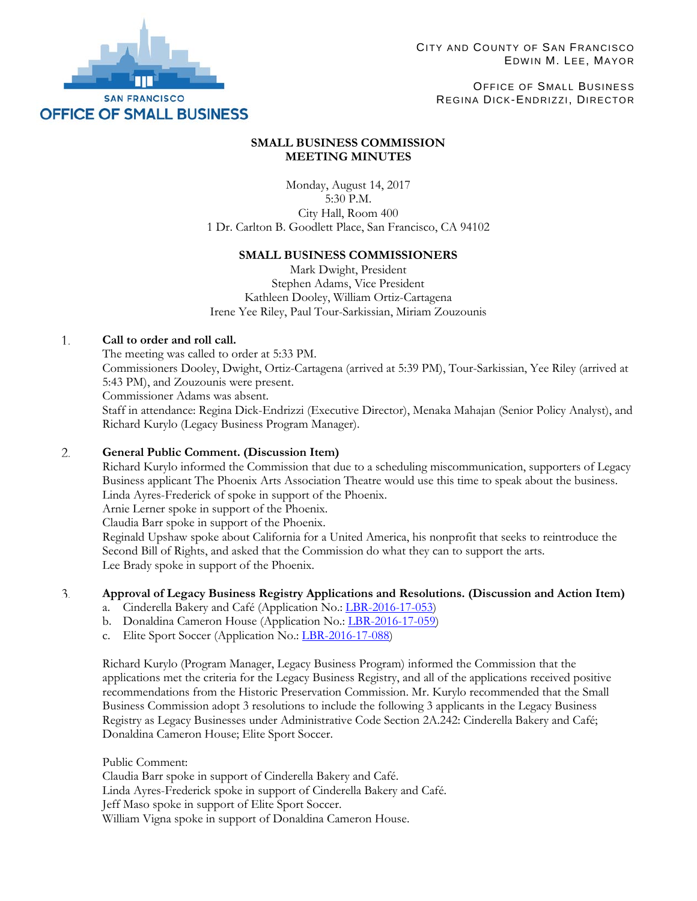SAN FRANCISCO
OFFICE OF SMALL BUSINESS

CITY AND COUNTY OF SAN FRANCISCO
EDWIN M. LEE, MAYOR

OFFICE OF SMALL BUSINESS
REGINA DICK-ENDRIZZI, DIRECTOR

# SMALL BUSINESS COMMISSION MEETING MINUTES

Monday, August 14, 2017
5:30 P.M.
City Hall, Room 400
1 Dr. Carlton B. Goodlett Place, San Francisco, CA 94102

## SMALL BUSINESS COMMISSIONERS

Mark Dwight, President
Stephen Adams, Vice President
Kathleen Dooley, William Ortiz-Cartagena
Irene Yee Riley, Paul Tour-Sarkissian, Miriam Zouzounis

1. **Call to order and roll call.**
   The meeting was called to order at 5:33 PM.
   Commissioners Dooley, Dwight, Ortiz-Cartagena (arrived at 5:39 PM), Tour-Sarkissian, Yee Riley (arrived at 5:43 PM), and Zouzounis were present.
   Commissioner Adams was absent.
   Staff in attendance: Regina Dick-Endrizzi (Executive Director), Menaka Mahajan (Senior Policy Analyst), and Richard Kurylo (Legacy Business Program Manager).

2. **General Public Comment. (Discussion Item)**
   Richard Kurylo informed the Commission that due to a scheduling miscommunication, supporters of Legacy Business applicant The Phoenix Arts Association Theatre would use this time to speak about the business.
   Linda Ayres-Frederick of spoke in support of the Phoenix.
   Arnie Lerner spoke in support of the Phoenix.
   Claudia Barr spoke in support of the Phoenix.
   Reginald Upshaw spoke about California for a United America, his nonprofit that seeks to reintroduce the Second Bill of Rights, and asked that the Commission do what they can to support the arts.
   Lee Brady spoke in support of the Phoenix.

3. **Approval of Legacy Business Registry Applications and Resolutions. (Discussion and Action Item)**
   a. Cinderella Bakery and Café (Application No.: LBR-2016-17-053)
   b. Donaldina Cameron House (Application No.: LBR-2016-17-059)
   c. Elite Sport Soccer (Application No.: LBR-2016-17-088)

   Richard Kurylo (Program Manager, Legacy Business Program) informed the Commission that the applications met the criteria for the Legacy Business Registry, and all of the applications received positive recommendations from the Historic Preservation Commission. Mr. Kurylo recommended that the Small Business Commission adopt 3 resolutions to include the following 3 applicants in the Legacy Business Registry as Legacy Businesses under Administrative Code Section 2A.242: Cinderella Bakery and Café; Donaldina Cameron House; Elite Sport Soccer.

   Public Comment:
   Claudia Barr spoke in support of Cinderella Bakery and Café.
   Linda Ayres-Frederick spoke in support of Cinderella Bakery and Café.
   Jeff Maso spoke in support of Elite Sport Soccer.
   William Vigna spoke in support of Donaldina Cameron House.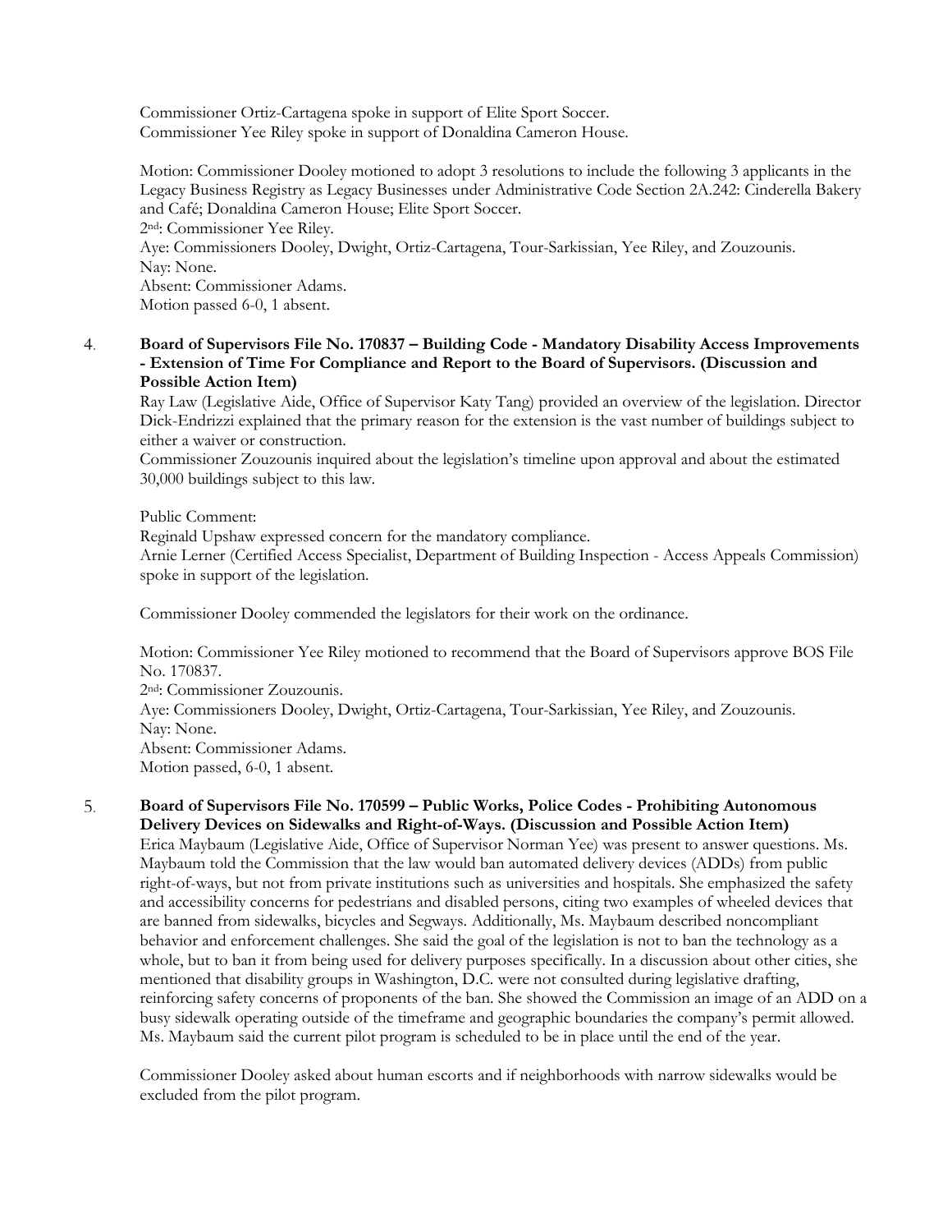Commissioner Ortiz-Cartagena spoke in support of Elite Sport Soccer.
Commissioner Yee Riley spoke in support of Donaldina Cameron House.

Motion: Commissioner Dooley motioned to adopt 3 resolutions to include the following 3 applicants in the Legacy Business Registry as Legacy Businesses under Administrative Code Section 2A.242: Cinderella Bakery and Café; Donaldina Cameron House; Elite Sport Soccer.
2nd: Commissioner Yee Riley.
Aye: Commissioners Dooley, Dwight, Ortiz-Cartagena, Tour-Sarkissian, Yee Riley, and Zouzounis.
Nay: None.
Absent: Commissioner Adams.
Motion passed 6-0, 1 absent.

4. **Board of Supervisors File No. 170837 – Building Code - Mandatory Disability Access Improvements - Extension of Time For Compliance and Report to the Board of Supervisors. (Discussion and Possible Action Item)**
Ray Law (Legislative Aide, Office of Supervisor Katy Tang) provided an overview of the legislation. Director Dick-Endrizzi explained that the primary reason for the extension is the vast number of buildings subject to either a waiver or construction.
Commissioner Zouzounis inquired about the legislation's timeline upon approval and about the estimated 30,000 buildings subject to this law.

Public Comment:
Reginald Upshaw expressed concern for the mandatory compliance.
Arnie Lerner (Certified Access Specialist, Department of Building Inspection - Access Appeals Commission) spoke in support of the legislation.

Commissioner Dooley commended the legislators for their work on the ordinance.

Motion: Commissioner Yee Riley motioned to recommend that the Board of Supervisors approve BOS File No. 170837.
2nd: Commissioner Zouzounis.
Aye: Commissioners Dooley, Dwight, Ortiz-Cartagena, Tour-Sarkissian, Yee Riley, and Zouzounis.
Nay: None.
Absent: Commissioner Adams.
Motion passed, 6-0, 1 absent.

5. **Board of Supervisors File No. 170599 – Public Works, Police Codes - Prohibiting Autonomous Delivery Devices on Sidewalks and Right-of-Ways. (Discussion and Possible Action Item)**
Erica Maybaum (Legislative Aide, Office of Supervisor Norman Yee) was present to answer questions. Ms. Maybaum told the Commission that the law would ban automated delivery devices (ADDs) from public right-of-ways, but not from private institutions such as universities and hospitals. She emphasized the safety and accessibility concerns for pedestrians and disabled persons, citing two examples of wheeled devices that are banned from sidewalks, bicycles and Segways. Additionally, Ms. Maybaum described noncompliant behavior and enforcement challenges. She said the goal of the legislation is not to ban the technology as a whole, but to ban it from being used for delivery purposes specifically. In a discussion about other cities, she mentioned that disability groups in Washington, D.C. were not consulted during legislative drafting, reinforcing safety concerns of proponents of the ban. She showed the Commission an image of an ADD on a busy sidewalk operating outside of the timeframe and geographic boundaries the company's permit allowed. Ms. Maybaum said the current pilot program is scheduled to be in place until the end of the year.

Commissioner Dooley asked about human escorts and if neighborhoods with narrow sidewalks would be excluded from the pilot program.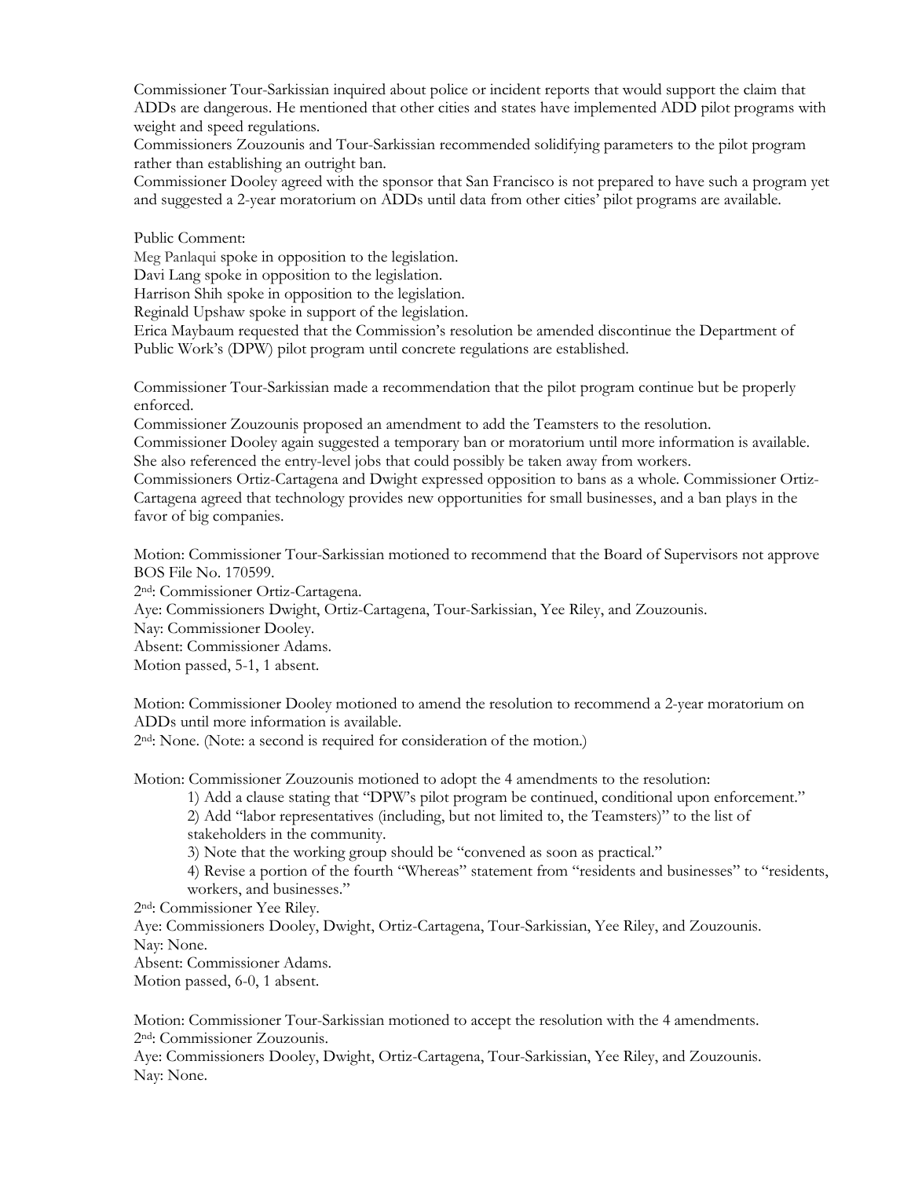Commissioner Tour-Sarkissian inquired about police or incident reports that would support the claim that ADDs are dangerous. He mentioned that other cities and states have implemented ADD pilot programs with weight and speed regulations.
Commissioners Zouzounis and Tour-Sarkissian recommended solidifying parameters to the pilot program rather than establishing an outright ban.
Commissioner Dooley agreed with the sponsor that San Francisco is not prepared to have such a program yet and suggested a 2-year moratorium on ADDs until data from other cities' pilot programs are available.

Public Comment:
Meg Panlaqui spoke in opposition to the legislation.
Davi Lang spoke in opposition to the legislation.
Harrison Shih spoke in opposition to the legislation.
Reginald Upshaw spoke in support of the legislation.
Erica Maybaum requested that the Commission's resolution be amended discontinue the Department of Public Work's (DPW) pilot program until concrete regulations are established.

Commissioner Tour-Sarkissian made a recommendation that the pilot program continue but be properly enforced.
Commissioner Zouzounis proposed an amendment to add the Teamsters to the resolution.
Commissioner Dooley again suggested a temporary ban or moratorium until more information is available. She also referenced the entry-level jobs that could possibly be taken away from workers.
Commissioners Ortiz-Cartagena and Dwight expressed opposition to bans as a whole. Commissioner Ortiz-Cartagena agreed that technology provides new opportunities for small businesses, and a ban plays in the favor of big companies.

Motion: Commissioner Tour-Sarkissian motioned to recommend that the Board of Supervisors not approve BOS File No. 170599.
2nd: Commissioner Ortiz-Cartagena.
Aye: Commissioners Dwight, Ortiz-Cartagena, Tour-Sarkissian, Yee Riley, and Zouzounis.
Nay: Commissioner Dooley.
Absent: Commissioner Adams.
Motion passed, 5-1, 1 absent.

Motion: Commissioner Dooley motioned to amend the resolution to recommend a 2-year moratorium on ADDs until more information is available.
2nd: None. (Note: a second is required for consideration of the motion.)

Motion: Commissioner Zouzounis motioned to adopt the 4 amendments to the resolution:

1) Add a clause stating that "DPW's pilot program be continued, conditional upon enforcement."
2) Add "labor representatives (including, but not limited to, the Teamsters)" to the list of stakeholders in the community.
3) Note that the working group should be "convened as soon as practical."
4) Revise a portion of the fourth "Whereas" statement from "residents and businesses" to "residents, workers, and businesses."

2nd: Commissioner Yee Riley.
Aye: Commissioners Dooley, Dwight, Ortiz-Cartagena, Tour-Sarkissian, Yee Riley, and Zouzounis.
Nay: None.
Absent: Commissioner Adams.
Motion passed, 6-0, 1 absent.

Motion: Commissioner Tour-Sarkissian motioned to accept the resolution with the 4 amendments.
2nd: Commissioner Zouzounis.
Aye: Commissioners Dooley, Dwight, Ortiz-Cartagena, Tour-Sarkissian, Yee Riley, and Zouzounis.
Nay: None.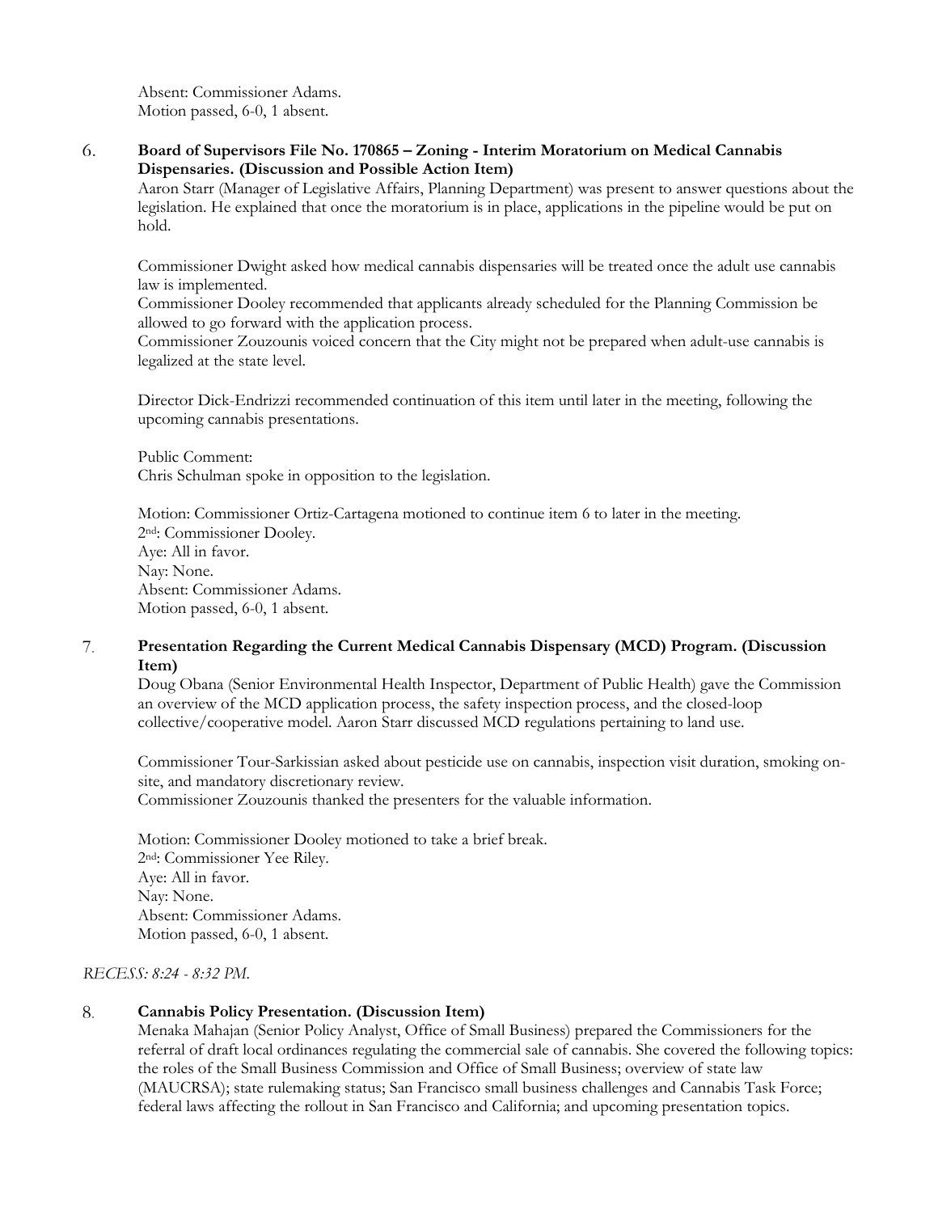Absent: Commissioner Adams.
Motion passed, 6-0, 1 absent.

6. **Board of Supervisors File No. 170865 – Zoning - Interim Moratorium on Medical Cannabis Dispensaries. (Discussion and Possible Action Item)**
   Aaron Starr (Manager of Legislative Affairs, Planning Department) was present to answer questions about the legislation. He explained that once the moratorium is in place, applications in the pipeline would be put on hold.

   Commissioner Dwight asked how medical cannabis dispensaries will be treated once the adult use cannabis law is implemented.
   Commissioner Dooley recommended that applicants already scheduled for the Planning Commission be allowed to go forward with the application process.
   Commissioner Zouzounis voiced concern that the City might not be prepared when adult-use cannabis is legalized at the state level.

   Director Dick-Endrizzi recommended continuation of this item until later in the meeting, following the upcoming cannabis presentations.

   Public Comment:
   Chris Schulman spoke in opposition to the legislation.

   Motion: Commissioner Ortiz-Cartagena motioned to continue item 6 to later in the meeting.
   2nd: Commissioner Dooley.
   Aye: All in favor.
   Nay: None.
   Absent: Commissioner Adams.
   Motion passed, 6-0, 1 absent.

7. **Presentation Regarding the Current Medical Cannabis Dispensary (MCD) Program. (Discussion Item)**
   Doug Obana (Senior Environmental Health Inspector, Department of Public Health) gave the Commission an overview of the MCD application process, the safety inspection process, and the closed-loop collective/cooperative model. Aaron Starr discussed MCD regulations pertaining to land use.

   Commissioner Tour-Sarkissian asked about pesticide use on cannabis, inspection visit duration, smoking on-site, and mandatory discretionary review.
   Commissioner Zouzounis thanked the presenters for the valuable information.

   Motion: Commissioner Dooley motioned to take a brief break.
   2nd: Commissioner Yee Riley.
   Aye: All in favor.
   Nay: None.
   Absent: Commissioner Adams.
   Motion passed, 6-0, 1 absent.

*RECESS: 8:24 - 8:32 PM.*

8. **Cannabis Policy Presentation. (Discussion Item)**
   Menaka Mahajan (Senior Policy Analyst, Office of Small Business) prepared the Commissioners for the referral of draft local ordinances regulating the commercial sale of cannabis. She covered the following topics: the roles of the Small Business Commission and Office of Small Business; overview of state law (MAUCRSA); state rulemaking status; San Francisco small business challenges and Cannabis Task Force; federal laws affecting the rollout in San Francisco and California; and upcoming presentation topics.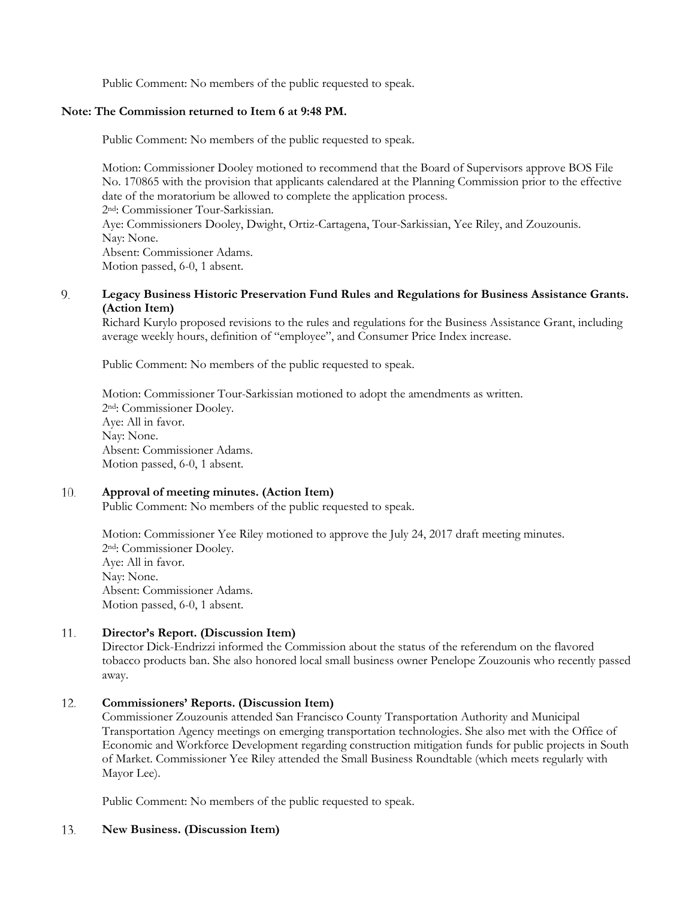Public Comment: No members of the public requested to speak.

**Note: The Commission returned to Item 6 at 9:48 PM.**

Public Comment: No members of the public requested to speak.

Motion: Commissioner Dooley motioned to recommend that the Board of Supervisors approve BOS File No. 170865 with the provision that applicants calendared at the Planning Commission prior to the effective date of the moratorium be allowed to complete the application process.
2nd: Commissioner Tour-Sarkissian.
Aye: Commissioners Dooley, Dwight, Ortiz-Cartagena, Tour-Sarkissian, Yee Riley, and Zouzounis.
Nay: None.
Absent: Commissioner Adams.
Motion passed, 6-0, 1 absent.

9. **Legacy Business Historic Preservation Fund Rules and Regulations for Business Assistance Grants. (Action Item)**
Richard Kurylo proposed revisions to the rules and regulations for the Business Assistance Grant, including average weekly hours, definition of "employee", and Consumer Price Index increase.

Public Comment: No members of the public requested to speak.

Motion: Commissioner Tour-Sarkissian motioned to adopt the amendments as written.
2nd: Commissioner Dooley.
Aye: All in favor.
Nay: None.
Absent: Commissioner Adams.
Motion passed, 6-0, 1 absent.

10. **Approval of meeting minutes. (Action Item)**
Public Comment: No members of the public requested to speak.

Motion: Commissioner Yee Riley motioned to approve the July 24, 2017 draft meeting minutes.
2nd: Commissioner Dooley.
Aye: All in favor.
Nay: None.
Absent: Commissioner Adams.
Motion passed, 6-0, 1 absent.

11. **Director's Report. (Discussion Item)**
Director Dick-Endrizzi informed the Commission about the status of the referendum on the flavored tobacco products ban. She also honored local small business owner Penelope Zouzounis who recently passed away.

12. **Commissioners' Reports. (Discussion Item)**
Commissioner Zouzounis attended San Francisco County Transportation Authority and Municipal Transportation Agency meetings on emerging transportation technologies. She also met with the Office of Economic and Workforce Development regarding construction mitigation funds for public projects in South of Market. Commissioner Yee Riley attended the Small Business Roundtable (which meets regularly with Mayor Lee).

Public Comment: No members of the public requested to speak.

13. **New Business. (Discussion Item)**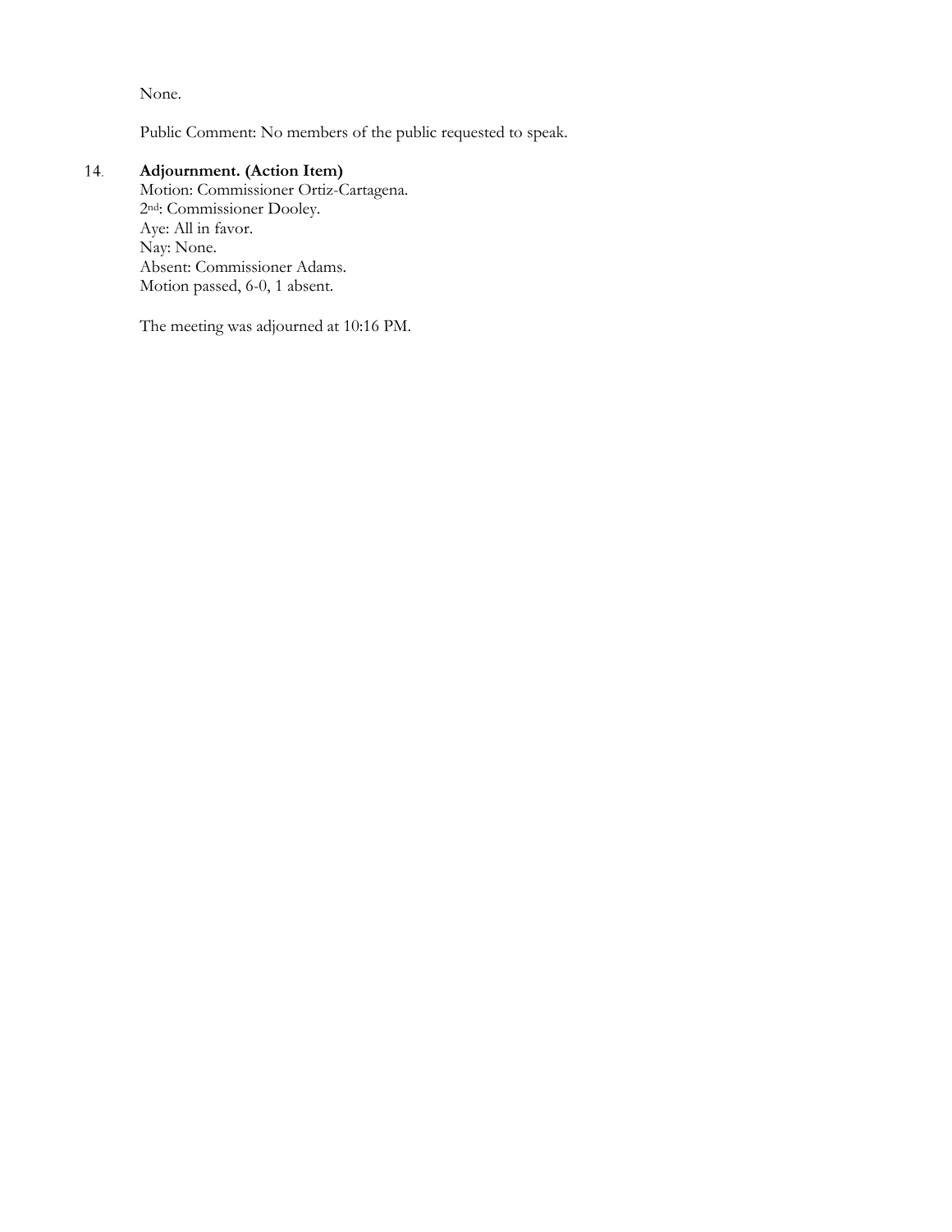None.

Public Comment: No members of the public requested to speak.

14. **Adjournment. (Action Item)**
Motion: Commissioner Ortiz-Cartagena.
2nd: Commissioner Dooley.
Aye: All in favor.
Nay: None.
Absent: Commissioner Adams.
Motion passed, 6-0, 1 absent.

The meeting was adjourned at 10:16 PM.